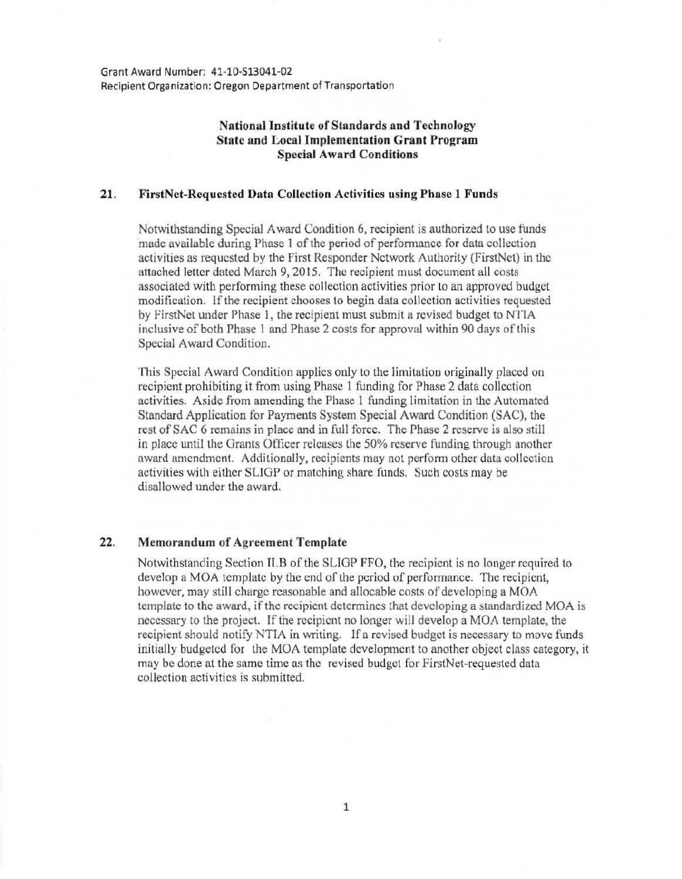Grant Award Number: 41-10-S13041-02
Recipient Organization: Oregon Department of Transportation

**National Institute of Standards and Technology**
**State and Local Implementation Grant Program**
**Special Award Conditions**

## 21. FirstNet-Requested Data Collection Activities using Phase 1 Funds

Notwithstanding Special Award Condition 6, recipient is authorized to use funds made available during Phase 1 of the period of performance for data collection activities as requested by the First Responder Network Authority (FirstNet) in the attached letter dated March 9, 2015. The recipient must document all costs associated with performing these collection activities prior to an approved budget modification. If the recipient chooses to begin data collection activities requested by FirstNet under Phase 1, the recipient must submit a revised budget to NTIA inclusive of both Phase 1 and Phase 2 costs for approval within 90 days of this Special Award Condition.

This Special Award Condition applies only to the limitation originally placed on recipient prohibiting it from using Phase 1 funding for Phase 2 data collection activities. Aside from amending the Phase 1 funding limitation in the Automated Standard Application for Payments System Special Award Condition (SAC), the rest of SAC 6 remains in place and in full force. The Phase 2 reserve is also still in place until the Grants Officer releases the 50% reserve funding through another award amendment. Additionally, recipients may not perform other data collection activities with either SLIGP or matching share funds. Such costs may be disallowed under the award.

## 22. Memorandum of Agreement Template

Notwithstanding Section II.B of the SLIGP FFO, the recipient is no longer required to develop a MOA template by the end of the period of performance. The recipient, however, may still charge reasonable and allocable costs of developing a MOA template to the award, if the recipient determines that developing a standardized MOA is necessary to the project. If the recipient no longer will develop a MOA template, the recipient should notify NTIA in writing. If a revised budget is necessary to move funds initially budgeted for the MOA template development to another object class category, it may be done at the same time as the revised budget for FirstNet-requested data collection activities is submitted.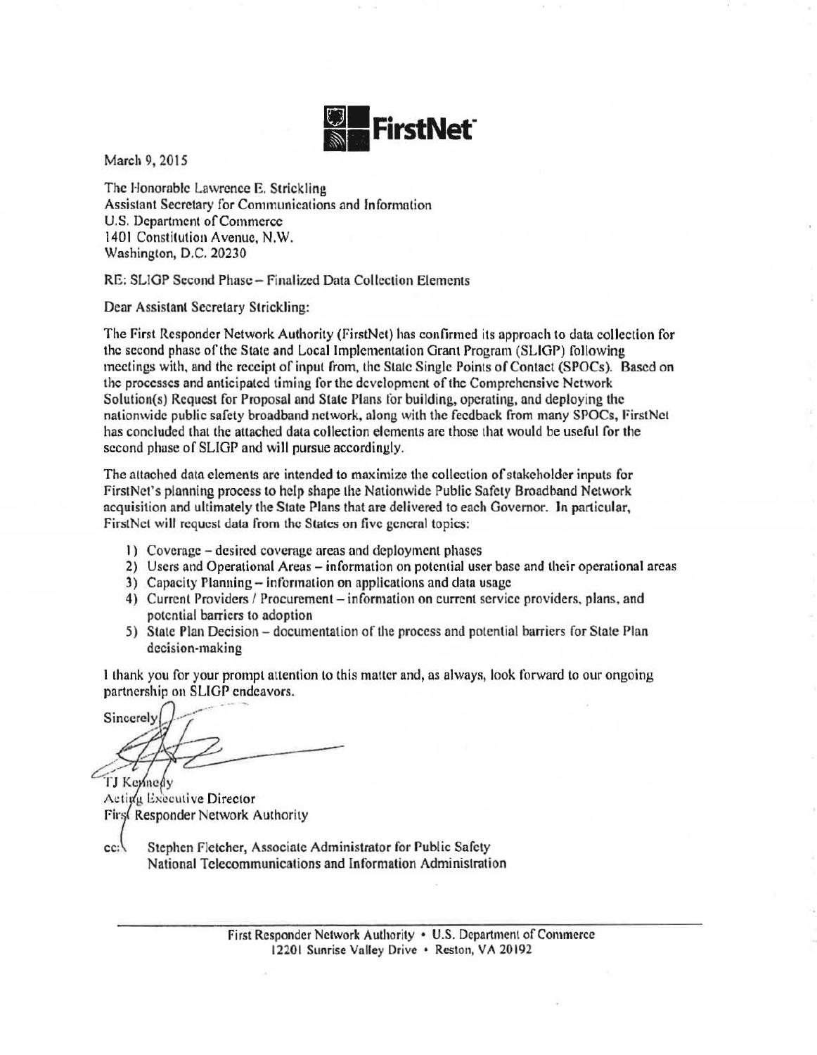**FirstNet**

March 9, 2015

The Honorable Lawrence E. Strickling
Assistant Secretary for Communications and Information
U.S. Department of Commerce
1401 Constitution Avenue, N.W.
Washington, D.C. 20230

RE: SLIGP Second Phase – Finalized Data Collection Elements

Dear Assistant Secretary Strickling:

The First Responder Network Authority (FirstNet) has confirmed its approach to data collection for the second phase of the State and Local Implementation Grant Program (SLIGP) following meetings with, and the receipt of input from, the State Single Points of Contact (SPOCs). Based on the processes and anticipated timing for the development of the Comprehensive Network Solution(s) Request for Proposal and State Plans for building, operating, and deploying the nationwide public safety broadband network, along with the feedback from many SPOCs, FirstNet has concluded that the attached data collection elements are those that would be useful for the second phase of SLIGP and will pursue accordingly.

The attached data elements are intended to maximize the collection of stakeholder inputs for FirstNet's planning process to help shape the Nationwide Public Safety Broadband Network acquisition and ultimately the State Plans that are delivered to each Governor. In particular, FirstNet will request data from the States on five general topics:

1) Coverage – desired coverage areas and deployment phases
2) Users and Operational Areas – information on potential user base and their operational areas
3) Capacity Planning – information on applications and data usage
4) Current Providers / Procurement – information on current service providers, plans, and potential barriers to adoption
5) State Plan Decision – documentation of the process and potential barriers for State Plan decision-making

I thank you for your prompt attention to this matter and, as always, look forward to our ongoing partnership on SLIGP endeavors.

Sincerely,

TJ Kennedy
Acting Executive Director
First Responder Network Authority

cc: Stephen Fletcher, Associate Administrator for Public Safety
National Telecommunications and Information Administration

First Responder Network Authority • U.S. Department of Commerce
12201 Sunrise Valley Drive • Reston, VA 20192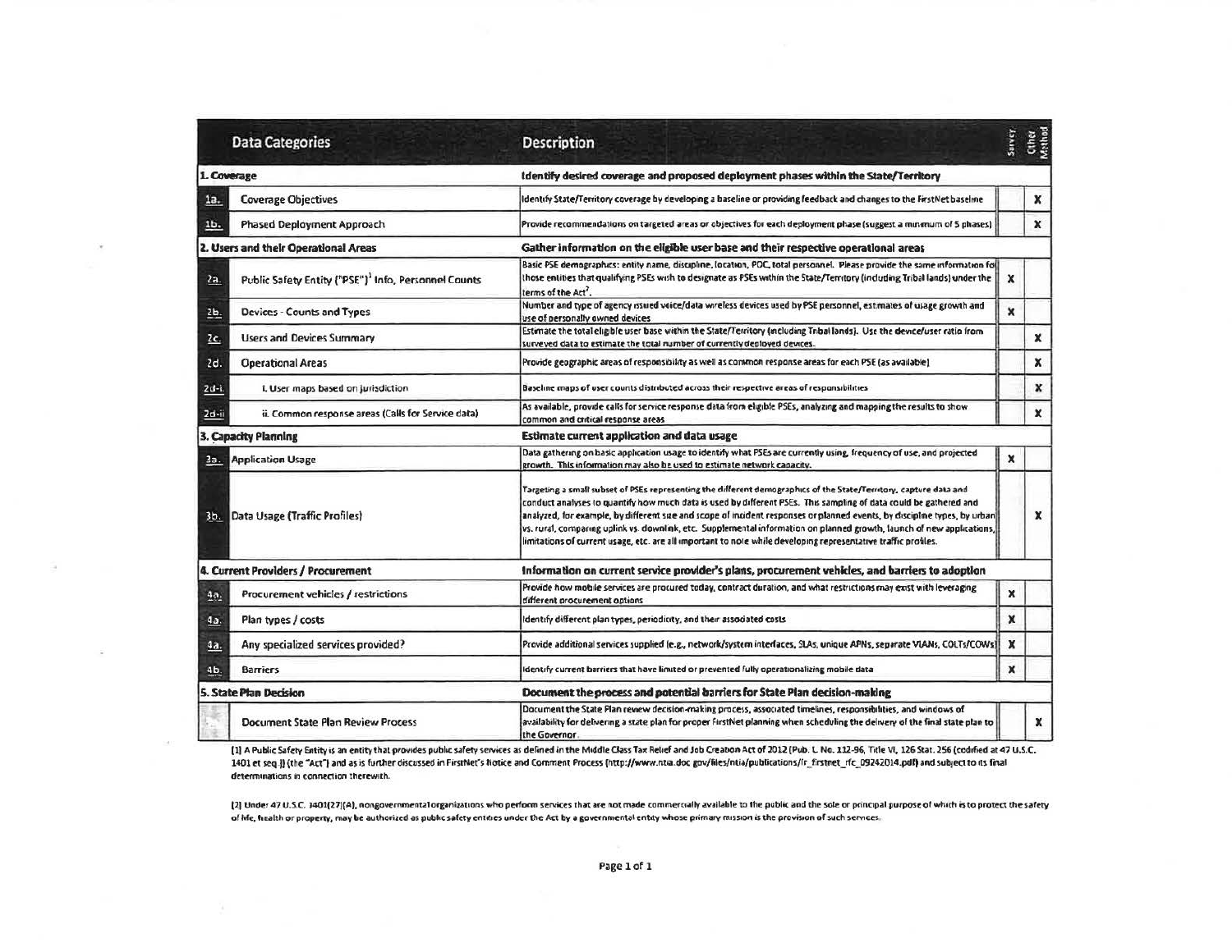| | Data Categories | Description | Survey | Other Method |
|---|---|---|---|---|
| **1. Coverage** | | **Identify desired coverage and proposed deployment phases within the State/Territory** | | |
| 1a. | Coverage Objectives | Identify State/Territory coverage by developing a baseline or providing feedback and changes to the FirstNet baseline | | X |
| 1b. | Phased Deployment Approach | Provide recommendations on targeted areas or objectives for each deployment phase (suggest a minimum of 5 phases) | | X |
| **2. Users and their Operational Areas** | | **Gather information on the eligible user base and their respective operational areas** | | |
| 2a. | Public Safety Entity ("PSE")[1] Info, Personnel Counts | Basic PSE demographics: entity name, discipline, location, POC, total personnel. Please provide the same information for those entities that qualifying PSEs wish to designate as PSEs within the State/Territory (including Tribal lands) under the terms of the Act[2]. | X | |
| 2b. | Devices - Counts and Types | Number and type of agency issued voice/data wireless devices used by PSE personnel, estimates of usage growth and use of personally owned devices | X | |
| 2c. | Users and Devices Summary | Estimate the total eligible user base within the State/Territory (including Tribal lands). Use the device/user ratio from surveyed data to estimate the total number of currently deployed devices. | | X |
| 2d. | Operational Areas | Provide geographic areas of responsibility as well as common response areas for each PSE (as available) | | X |
| 2d-i. | i. User maps based on jurisdiction | Baseline maps of user counts distributed across their respective areas of responsibilities | | X |
| 2d-ii | ii. Common response areas (Calls for Service data) | As available, provide calls for service response data from eligible PSEs, analyzing and mapping the results to show common and critical response areas | | X |
| **3. Capacity Planning** | | **Estimate current application and data usage** | | |
| 3a. | Application Usage | Data gathering on basic application usage to identify what PSEs are currently using, frequency of use, and projected growth. This information may also be used to estimate network capacity. | X | |
| 3b. | Data Usage (Traffic Profiles) | Targeting a small subset of PSEs representing the different demographics of the State/Territory, capture data and conduct analyses to quantify how much data is used by different PSEs. This sampling of data could be gathered and analyzed, for example, by different size and scope of incident responses or planned events, by discipline types, by urban vs. rural, comparing uplink vs. downlink, etc. Supplemental information on planned growth, launch of new applications, limitations of current usage, etc. are all important to note while developing representative traffic profiles. | | X |
| **4. Current Providers / Procurement** | | **Information on current service provider's plans, procurement vehicles, and barriers to adoption** | | |
| 4a. | Procurement vehicles / restrictions | Provide how mobile services are procured today, contract duration, and what restrictions may exist with leveraging different procurement options | X | |
| 4a. | Plan types / costs | Identify different plan types, periodicity, and their associated costs | X | |
| 4a. | Any specialized services provided? | Provide additional services supplied (e.g., network/system interfaces, SLAs, unique APNs, separate VLANs, COLTs/COWs) | X | |
| 4b. | Barriers | Identify current barriers that have limited or prevented fully operationalizing mobile data | X | |
| **5. State Plan Decision** | | **Document the process and potential barriers for State Plan decision-making** | | |
| | Document State Plan Review Process | Document the State Plan review decision-making process, associated timelines, responsibilities, and windows of availability for delivering a state plan for proper FirstNet planning when scheduling the delivery of the final state plan to the Governor. | | X |

[1] A Public Safety Entity is an entity that provides public safety services as defined in the Middle Class Tax Relief and Job Creation Act of 2012 (Pub. L. No. 112-96, Title VI, 126 Stat. 256 (codified at 47 U.S.C. 1401 et seq.)) (the "Act") and as is further discussed in FirstNet's Notice and Comment Process (http://www.ntia.doc.gov/files/ntia/publications/fr_firstnet_rfc_09242014.pdf) and subject to its final determinations in connection therewith.

[2] Under 47 U.S.C. 1401(27)(A), nongovernmental organizations who perform services that are not made commercially available to the public and the sole or principal purpose of which is to protect the safety of life, health or property, may be authorized as public safety entities under the Act by a governmental entity whose primary mission is the provision of such services.